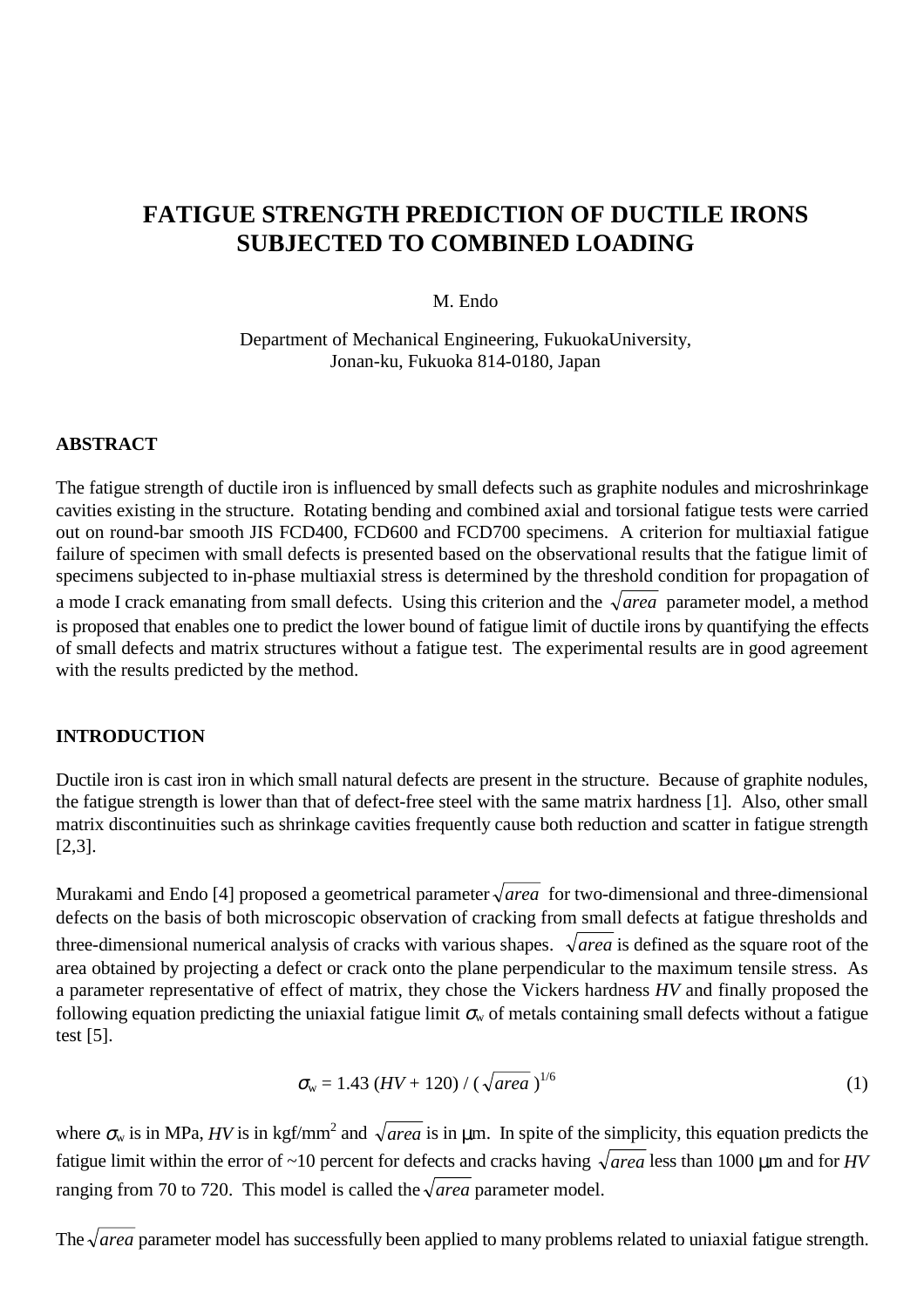# FATIGUE STRENGTH PREDICTION OF DUCTILE IRONS SUBJECTED TO COMBINED LOADING

M. Endo

Department of Mechanical Engineering, FukuokaUniversity,
Jonan-ku, Fukuoka 814-0180, Japan

## ABSTRACT

The fatigue strength of ductile iron is influenced by small defects such as graphite nodules and microshrinkage cavities existing in the structure. Rotating bending and combined axial and torsional fatigue tests were carried out on round-bar smooth JIS FCD400, FCD600 and FCD700 specimens. A criterion for multiaxial fatigue failure of specimen with small defects is presented based on the observational results that the fatigue limit of specimens subjected to in-phase multiaxial stress is determined by the threshold condition for propagation of a mode I crack emanating from small defects. Using this criterion and the $\sqrt{area}$ parameter model, a method is proposed that enables one to predict the lower bound of fatigue limit of ductile irons by quantifying the effects of small defects and matrix structures without a fatigue test. The experimental results are in good agreement with the results predicted by the method.

## INTRODUCTION

Ductile iron is cast iron in which small natural defects are present in the structure. Because of graphite nodules, the fatigue strength is lower than that of defect-free steel with the same matrix hardness [1]. Also, other small matrix discontinuities such as shrinkage cavities frequently cause both reduction and scatter in fatigue strength [2,3].

Murakami and Endo [4] proposed a geometrical parameter $\sqrt{area}$ for two-dimensional and three-dimensional defects on the basis of both microscopic observation of cracking from small defects at fatigue thresholds and three-dimensional numerical analysis of cracks with various shapes. $\sqrt{area}$ is defined as the square root of the area obtained by projecting a defect or crack onto the plane perpendicular to the maximum tensile stress. As a parameter representative of effect of matrix, they chose the Vickers hardness *HV* and finally proposed the following equation predicting the uniaxial fatigue limit $\sigma_w$ of metals containing small defects without a fatigue test [5].

$$\sigma_w = 1.43\,(HV + 120)\,/\,(\sqrt{area})^{1/6} \tag{1}$$

where $\sigma_w$ is in MPa, *HV* is in kgf/mm$^2$ and $\sqrt{area}$ is in μm. In spite of the simplicity, this equation predicts the fatigue limit within the error of ~10 percent for defects and cracks having $\sqrt{area}$ less than 1000 μm and for *HV* ranging from 70 to 720. This model is called the $\sqrt{area}$ parameter model.

The $\sqrt{area}$ parameter model has successfully been applied to many problems related to uniaxial fatigue strength.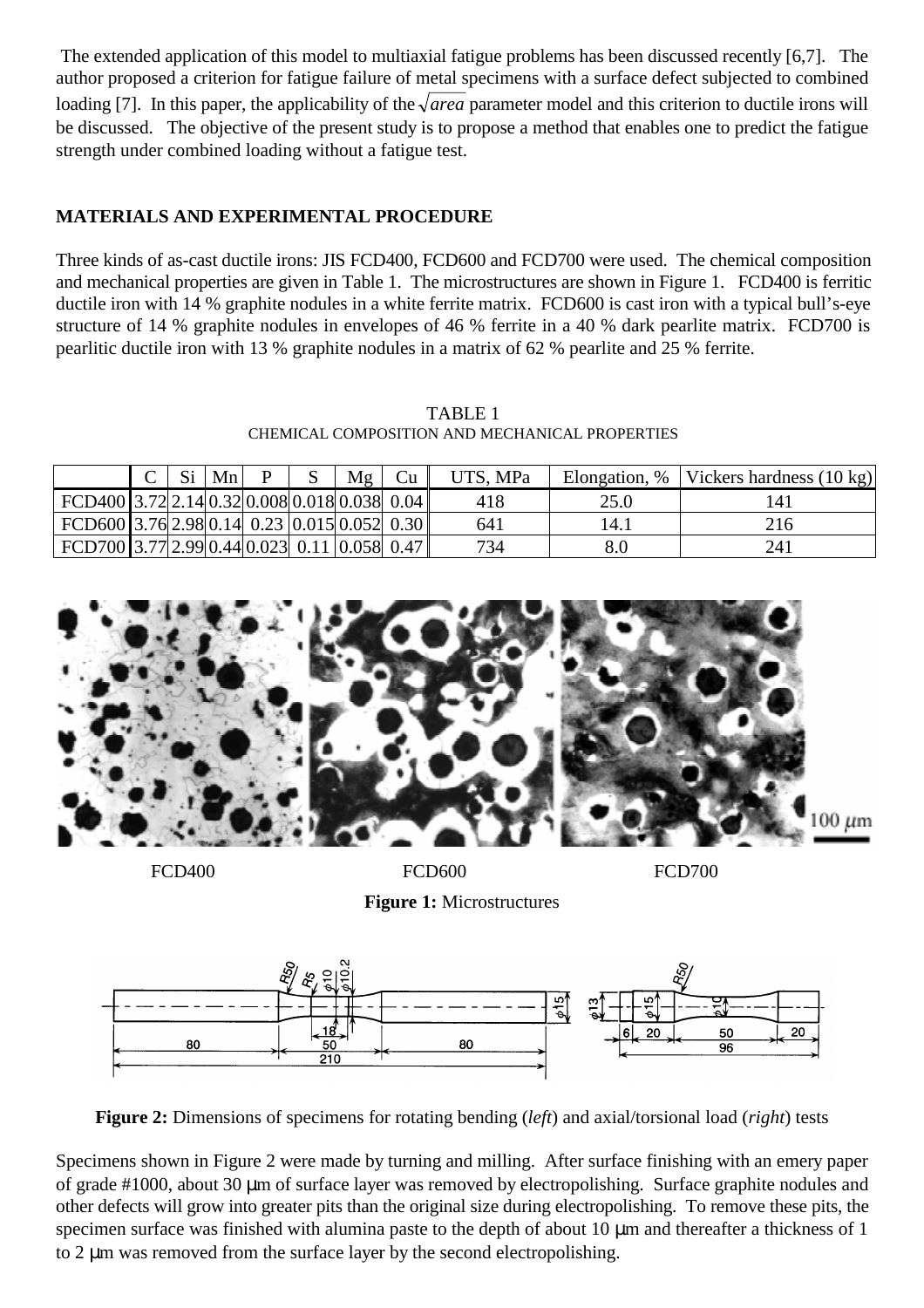The extended application of this model to multiaxial fatigue problems has been discussed recently [6,7]. The author proposed a criterion for fatigue failure of metal specimens with a surface defect subjected to combined loading [7]. In this paper, the applicability of the $\sqrt{area}$ parameter model and this criterion to ductile irons will be discussed. The objective of the present study is to propose a method that enables one to predict the fatigue strength under combined loading without a fatigue test.

## MATERIALS AND EXPERIMENTAL PROCEDURE

Three kinds of as-cast ductile irons: JIS FCD400, FCD600 and FCD700 were used. The chemical composition and mechanical properties are given in Table 1. The microstructures are shown in Figure 1. FCD400 is ferritic ductile iron with 14 % graphite nodules in a white ferrite matrix. FCD600 is cast iron with a typical bull's-eye structure of 14 % graphite nodules in envelopes of 46 % ferrite in a 40 % dark pearlite matrix. FCD700 is pearlitic ductile iron with 13 % graphite nodules in a matrix of 62 % pearlite and 25 % ferrite.

TABLE 1
CHEMICAL COMPOSITION AND MECHANICAL PROPERTIES

| | C | Si | Mn | P | S | Mg | Cu | UTS, MPa | Elongation, % | Vickers hardness (10 kg) |
|---|---|---|---|---|---|---|---|---|---|---|
| FCD400 | 3.72 | 2.14 | 0.32 | 0.008 | 0.018 | 0.038 | 0.04 | 418 | 25.0 | 141 |
| FCD600 | 3.76 | 2.98 | 0.14 | 0.23 | 0.015 | 0.052 | 0.30 | 641 | 14.1 | 216 |
| FCD700 | 3.77 | 2.99 | 0.44 | 0.023 | 0.11 | 0.058 | 0.47 | 734 | 8.0 | 241 |

FCD400 FCD600 FCD700

**Figure 1:** Microstructures

**Figure 2:** Dimensions of specimens for rotating bending (*left*) and axial/torsional load (*right*) tests

Specimens shown in Figure 2 were made by turning and milling. After surface finishing with an emery paper of grade #1000, about 30 μm of surface layer was removed by electropolishing. Surface graphite nodules and other defects will grow into greater pits than the original size during electropolishing. To remove these pits, the specimen surface was finished with alumina paste to the depth of about 10 μm and thereafter a thickness of 1 to 2 μm was removed from the surface layer by the second electropolishing.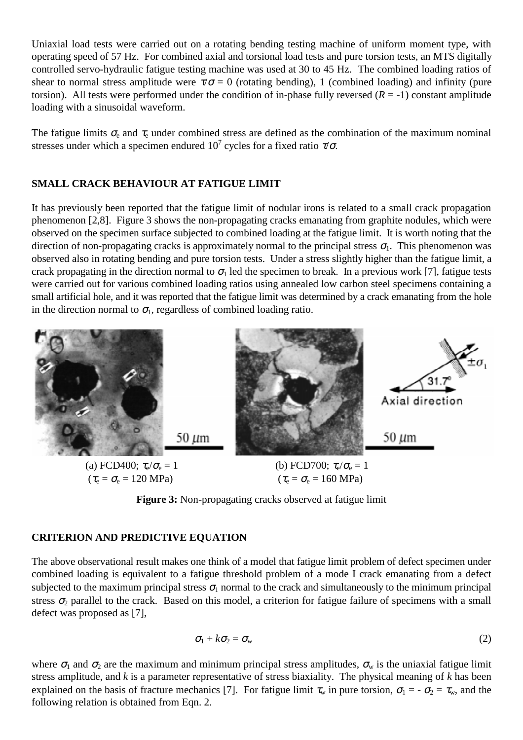Uniaxial load tests were carried out on a rotating bending testing machine of uniform moment type, with operating speed of 57 Hz. For combined axial and torsional load tests and pure torsion tests, an MTS digitally controlled servo-hydraulic fatigue testing machine was used at 30 to 45 Hz. The combined loading ratios of shear to normal stress amplitude were $\tau/\sigma = 0$ (rotating bending), 1 (combined loading) and infinity (pure torsion). All tests were performed under the condition of in-phase fully reversed ($R = -1$) constant amplitude loading with a sinusoidal waveform.

The fatigue limits $\sigma_e$ and $\tau_e$ under combined stress are defined as the combination of the maximum nominal stresses under which a specimen endured $10^7$ cycles for a fixed ratio $\tau/\sigma$.

## SMALL CRACK BEHAVIOUR AT FATIGUE LIMIT

It has previously been reported that the fatigue limit of nodular irons is related to a small crack propagation phenomenon [2,8]. Figure 3 shows the non-propagating cracks emanating from graphite nodules, which were observed on the specimen surface subjected to combined loading at the fatigue limit. It is worth noting that the direction of non-propagating cracks is approximately normal to the principal stress $\sigma_1$. This phenomenon was observed also in rotating bending and pure torsion tests. Under a stress slightly higher than the fatigue limit, a crack propagating in the direction normal to $\sigma_1$ led the specimen to break. In a previous work [7], fatigue tests were carried out for various combined loading ratios using annealed low carbon steel specimens containing a small artificial hole, and it was reported that the fatigue limit was determined by a crack emanating from the hole in the direction normal to $\sigma_1$, regardless of combined loading ratio.

(a) FCD400; $\tau_e/\sigma_e = 1$ ($\tau_e = \sigma_e = 120$ MPa)

(b) FCD700; $\tau_e/\sigma_e = 1$ ($\tau_e = \sigma_e = 160$ MPa)

**Figure 3:** Non-propagating cracks observed at fatigue limit

## CRITERION AND PREDICTIVE EQUATION

The above observational result makes one think of a model that fatigue limit problem of defect specimen under combined loading is equivalent to a fatigue threshold problem of a mode I crack emanating from a defect subjected to the maximum principal stress $\sigma_1$ normal to the crack and simultaneously to the minimum principal stress $\sigma_2$ parallel to the crack. Based on this model, a criterion for fatigue failure of specimens with a small defect was proposed as [7],

$$\sigma_1 + k\sigma_2 = \sigma_w \tag{2}$$

where $\sigma_1$ and $\sigma_2$ are the maximum and minimum principal stress amplitudes, $\sigma_w$ is the uniaxial fatigue limit stress amplitude, and $k$ is a parameter representative of stress biaxiality. The physical meaning of $k$ has been explained on the basis of fracture mechanics [7]. For fatigue limit $\tau_w$ in pure torsion, $\sigma_1 = -\sigma_2 = \tau_w$, and the following relation is obtained from Eqn. 2.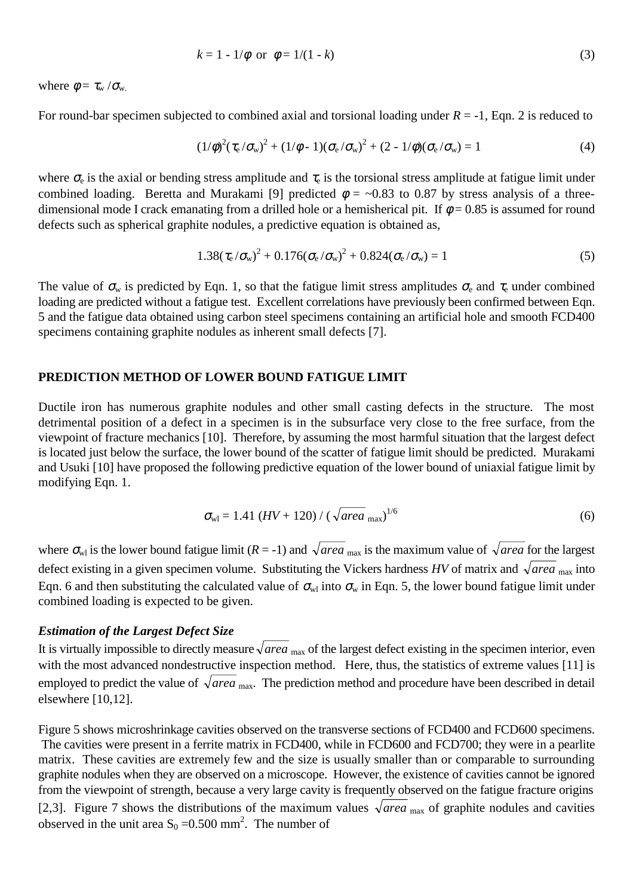$$k = 1 - 1/\phi \;\text{ or }\; \phi = 1/(1 - k) \tag{3}$$

where $\phi = \tau_w / \sigma_w$.

For round-bar specimen subjected to combined axial and torsional loading under $R = -1$, Eqn. 2 is reduced to

$$(1/\phi)^2(\tau_e/\sigma_w)^2 + (1/\phi - 1)(\sigma_e/\sigma_w)^2 + (2 - 1/\phi)(\sigma_e/\sigma_w) = 1 \tag{4}$$

where $\sigma_e$ is the axial or bending stress amplitude and $\tau_e$ is the torsional stress amplitude at fatigue limit under combined loading. Beretta and Murakami [9] predicted $\phi$ = ~0.83 to 0.87 by stress analysis of a three-dimensional mode I crack emanating from a drilled hole or a hemisherical pit. If $\phi = 0.85$ is assumed for round defects such as spherical graphite nodules, a predictive equation is obtained as,

$$1.38(\tau_e/\sigma_w)^2 + 0.176(\sigma_e/\sigma_w)^2 + 0.824(\sigma_e/\sigma_w) = 1 \tag{5}$$

The value of $\sigma_w$ is predicted by Eqn. 1, so that the fatigue limit stress amplitudes $\sigma_e$ and $\tau_e$ under combined loading are predicted without a fatigue test. Excellent correlations have previously been confirmed between Eqn. 5 and the fatigue data obtained using carbon steel specimens containing an artificial hole and smooth FCD400 specimens containing graphite nodules as inherent small defects [7].

## PREDICTION METHOD OF LOWER BOUND FATIGUE LIMIT

Ductile iron has numerous graphite nodules and other small casting defects in the structure. The most detrimental position of a defect in a specimen is in the subsurface very close to the free surface, from the viewpoint of fracture mechanics [10]. Therefore, by assuming the most harmful situation that the largest defect is located just below the surface, the lower bound of the scatter of fatigue limit should be predicted. Murakami and Usuki [10] have proposed the following predictive equation of the lower bound of uniaxial fatigue limit by modifying Eqn. 1.

$$\sigma_{wl} = 1.41\,(HV + 120) / (\sqrt{area}_{\,max})^{1/6} \tag{6}$$

where $\sigma_{wl}$ is the lower bound fatigue limit ($R = -1$) and $\sqrt{area}_{\,max}$ is the maximum value of $\sqrt{area}$ for the largest defect existing in a given specimen volume. Substituting the Vickers hardness $HV$ of matrix and $\sqrt{area}_{\,max}$ into Eqn. 6 and then substituting the calculated value of $\sigma_{wl}$ into $\sigma_w$ in Eqn. 5, the lower bound fatigue limit under combined loading is expected to be given.

### *Estimation of the Largest Defect Size*

It is virtually impossible to directly measure $\sqrt{area}_{\,max}$ of the largest defect existing in the specimen interior, even with the most advanced nondestructive inspection method. Here, thus, the statistics of extreme values [11] is employed to predict the value of $\sqrt{area}_{\,max}$. The prediction method and procedure have been described in detail elsewhere [10,12].

Figure 5 shows microshrinkage cavities observed on the transverse sections of FCD400 and FCD600 specimens. The cavities were present in a ferrite matrix in FCD400, while in FCD600 and FCD700; they were in a pearlite matrix. These cavities are extremely few and the size is usually smaller than or comparable to surrounding graphite nodules when they are observed on a microscope. However, the existence of cavities cannot be ignored from the viewpoint of strength, because a very large cavity is frequently observed on the fatigue fracture origins [2,3]. Figure 7 shows the distributions of the maximum values $\sqrt{area}_{\,max}$ of graphite nodules and cavities observed in the unit area $S_0$ =0.500 mm$^2$. The number of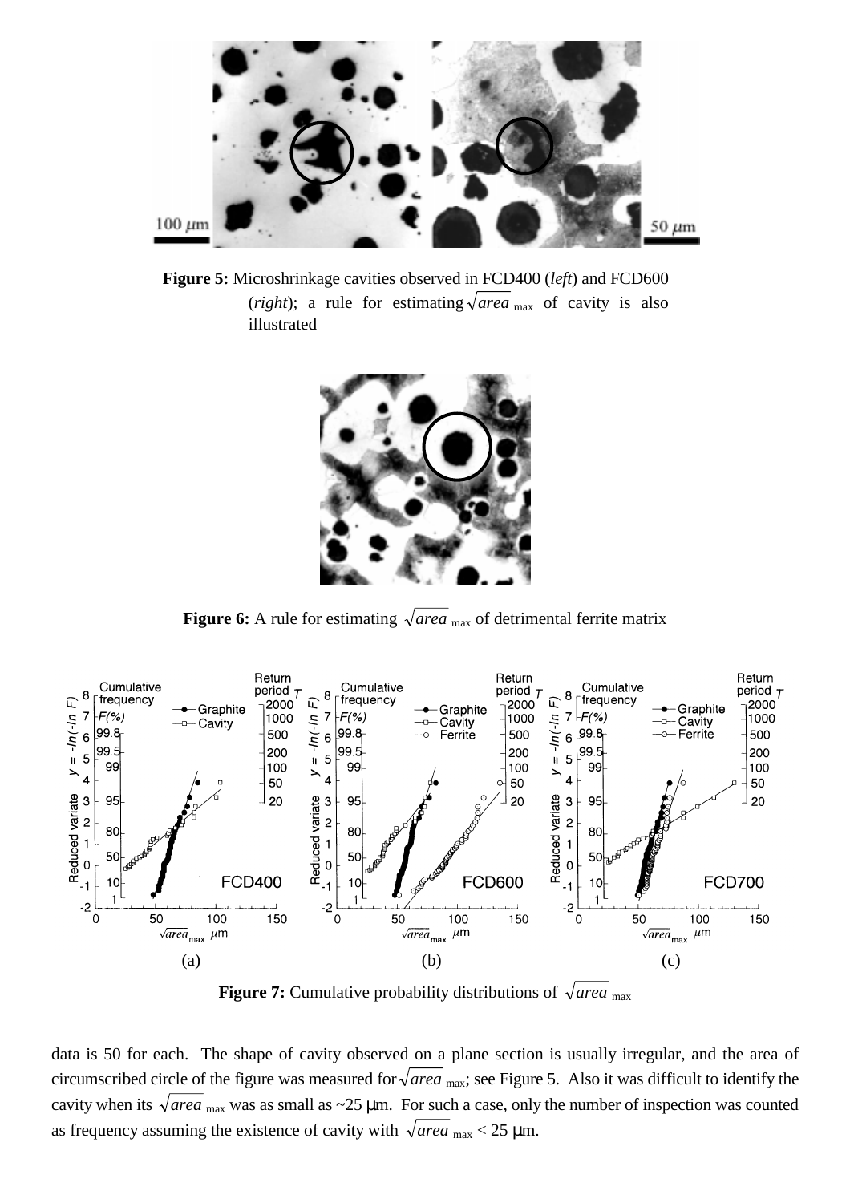**Figure 5:** Microshrinkage cavities observed in FCD400 (*left*) and FCD600 (*right*); a rule for estimating $\sqrt{area}_{\max}$ of cavity is also illustrated

**Figure 6:** A rule for estimating $\sqrt{area}_{\max}$ of detrimental ferrite matrix

(a) (b) (c)

**Figure 7:** Cumulative probability distributions of $\sqrt{area}_{\max}$

data is 50 for each. The shape of cavity observed on a plane section is usually irregular, and the area of circumscribed circle of the figure was measured for $\sqrt{area}_{\max}$; see Figure 5. Also it was difficult to identify the cavity when its $\sqrt{area}_{\max}$ was as small as ~25 μm. For such a case, only the number of inspection was counted as frequency assuming the existence of cavity with $\sqrt{area}_{\max} < 25$ μm.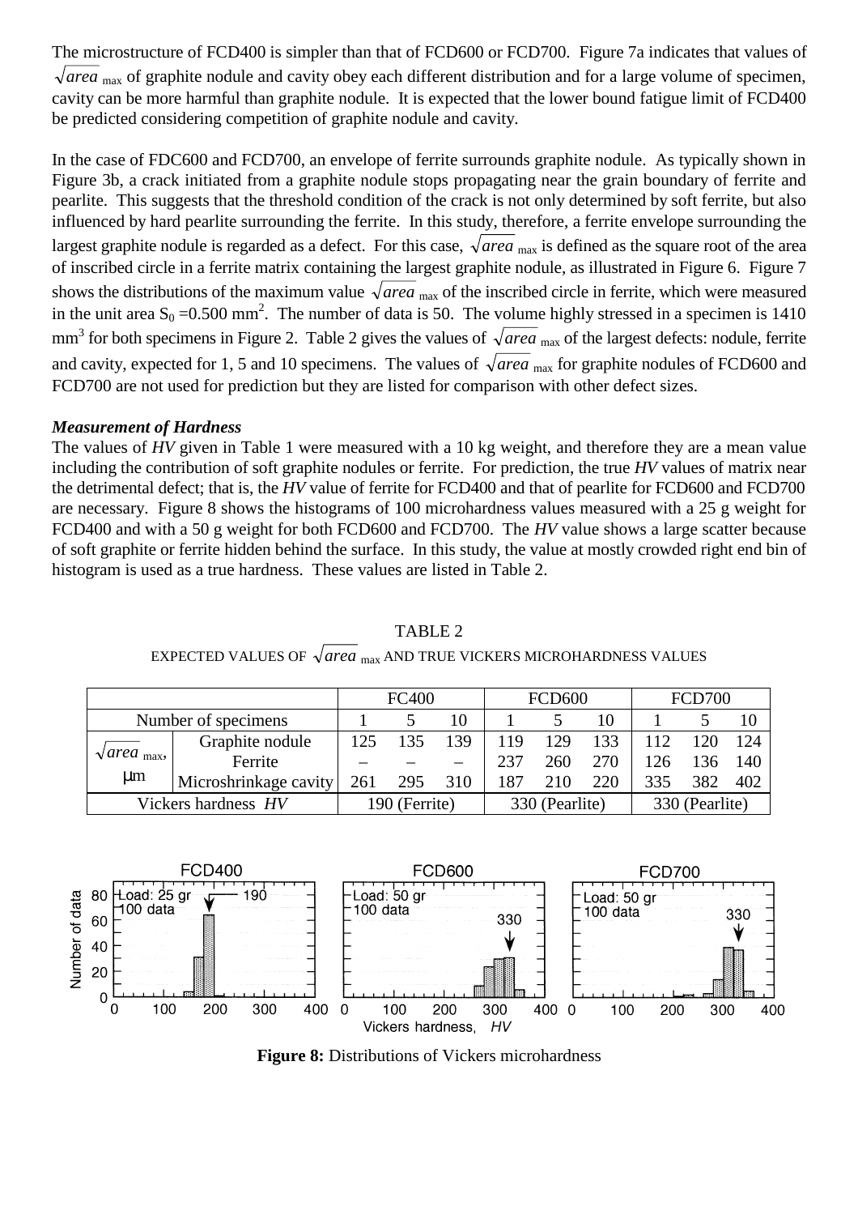The microstructure of FCD400 is simpler than that of FCD600 or FCD700. Figure 7a indicates that values of $\sqrt{area}_{max}$ of graphite nodule and cavity obey each different distribution and for a large volume of specimen, cavity can be more harmful than graphite nodule. It is expected that the lower bound fatigue limit of FCD400 be predicted considering competition of graphite nodule and cavity.

In the case of FDC600 and FCD700, an envelope of ferrite surrounds graphite nodule. As typically shown in Figure 3b, a crack initiated from a graphite nodule stops propagating near the grain boundary of ferrite and pearlite. This suggests that the threshold condition of the crack is not only determined by soft ferrite, but also influenced by hard pearlite surrounding the ferrite. In this study, therefore, a ferrite envelope surrounding the largest graphite nodule is regarded as a defect. For this case, $\sqrt{area}_{max}$ is defined as the square root of the area of inscribed circle in a ferrite matrix containing the largest graphite nodule, as illustrated in Figure 6. Figure 7 shows the distributions of the maximum value $\sqrt{area}_{max}$ of the inscribed circle in ferrite, which were measured in the unit area $S_0$ =0.500 mm$^2$. The number of data is 50. The volume highly stressed in a specimen is 1410 mm$^3$ for both specimens in Figure 2. Table 2 gives the values of $\sqrt{area}_{max}$ of the largest defects: nodule, ferrite and cavity, expected for 1, 5 and 10 specimens. The values of $\sqrt{area}_{max}$ for graphite nodules of FCD600 and FCD700 are not used for prediction but they are listed for comparison with other defect sizes.

### *Measurement of Hardness*

The values of *HV* given in Table 1 were measured with a 10 kg weight, and therefore they are a mean value including the contribution of soft graphite nodules or ferrite. For prediction, the true *HV* values of matrix near the detrimental defect; that is, the *HV* value of ferrite for FCD400 and that of pearlite for FCD600 and FCD700 are necessary. Figure 8 shows the histograms of 100 microhardness values measured with a 25 g weight for FCD400 and with a 50 g weight for both FCD600 and FCD700. The *HV* value shows a large scatter because of soft graphite or ferrite hidden behind the surface. In this study, the value at mostly crowded right end bin of histogram is used as a true hardness. These values are listed in Table 2.

TABLE 2
EXPECTED VALUES OF $\sqrt{area}_{max}$ AND TRUE VICKERS MICROHARDNESS VALUES

| | | FC400 | | | FCD600 | | | FCD700 | | |
|---|---|---|---|---|---|---|---|---|---|---|
| Number of specimens | | 1 | 5 | 10 | 1 | 5 | 10 | 1 | 5 | 10 |
| $\sqrt{area}_{max}$, μm | Graphite nodule | 125 | 135 | 139 | 119 | 129 | 133 | 112 | 120 | 124 |
| | Ferrite | – | – | – | 237 | 260 | 270 | 126 | 136 | 140 |
| | Microshrinkage cavity | 261 | 295 | 310 | 187 | 210 | 220 | 335 | 382 | 402 |
| Vickers hardness *HV* | | 190 (Ferrite) | | | 330 (Pearlite) | | | 330 (Pearlite) | | |

**Figure 8:** Distributions of Vickers microhardness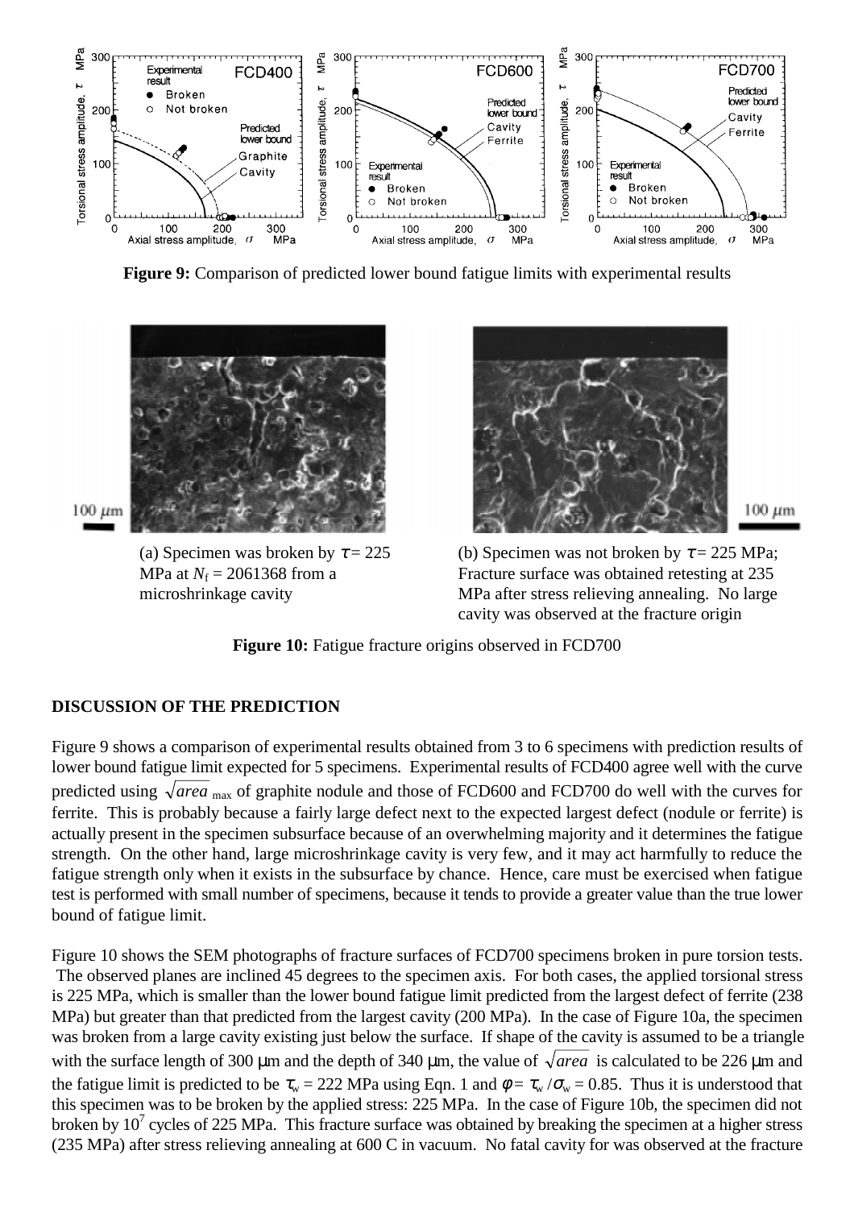**Figure 9:** Comparison of predicted lower bound fatigue limits with experimental results

(a) Specimen was broken by $\tau = 225$ MPa at $N_f = 2061368$ from a microshrinkage cavity

(b) Specimen was not broken by $\tau = 225$ MPa; Fracture surface was obtained retesting at 235 MPa after stress relieving annealing. No large cavity was observed at the fracture origin

**Figure 10:** Fatigue fracture origins observed in FCD700

## DISCUSSION OF THE PREDICTION

Figure 9 shows a comparison of experimental results obtained from 3 to 6 specimens with prediction results of lower bound fatigue limit expected for 5 specimens. Experimental results of FCD400 agree well with the curve predicted using $\sqrt{area}_{\max}$ of graphite nodule and those of FCD600 and FCD700 do well with the curves for ferrite. This is probably because a fairly large defect next to the expected largest defect (nodule or ferrite) is actually present in the specimen subsurface because of an overwhelming majority and it determines the fatigue strength. On the other hand, large microshrinkage cavity is very few, and it may act harmfully to reduce the fatigue strength only when it exists in the subsurface by chance. Hence, care must be exercised when fatigue test is performed with small number of specimens, because it tends to provide a greater value than the true lower bound of fatigue limit.

Figure 10 shows the SEM photographs of fracture surfaces of FCD700 specimens broken in pure torsion tests. The observed planes are inclined 45 degrees to the specimen axis. For both cases, the applied torsional stress is 225 MPa, which is smaller than the lower bound fatigue limit predicted from the largest defect of ferrite (238 MPa) but greater than that predicted from the largest cavity (200 MPa). In the case of Figure 10a, the specimen was broken from a large cavity existing just below the surface. If shape of the cavity is assumed to be a triangle with the surface length of 300 μm and the depth of 340 μm, the value of $\sqrt{area}$ is calculated to be 226 μm and the fatigue limit is predicted to be $\tau_w = 222$ MPa using Eqn. 1 and $\phi = \tau_w / \sigma_w = 0.85$. Thus it is understood that this specimen was to be broken by the applied stress: 225 MPa. In the case of Figure 10b, the specimen did not broken by $10^7$ cycles of 225 MPa. This fracture surface was obtained by breaking the specimen at a higher stress (235 MPa) after stress relieving annealing at 600 C in vacuum. No fatal cavity for was observed at the fracture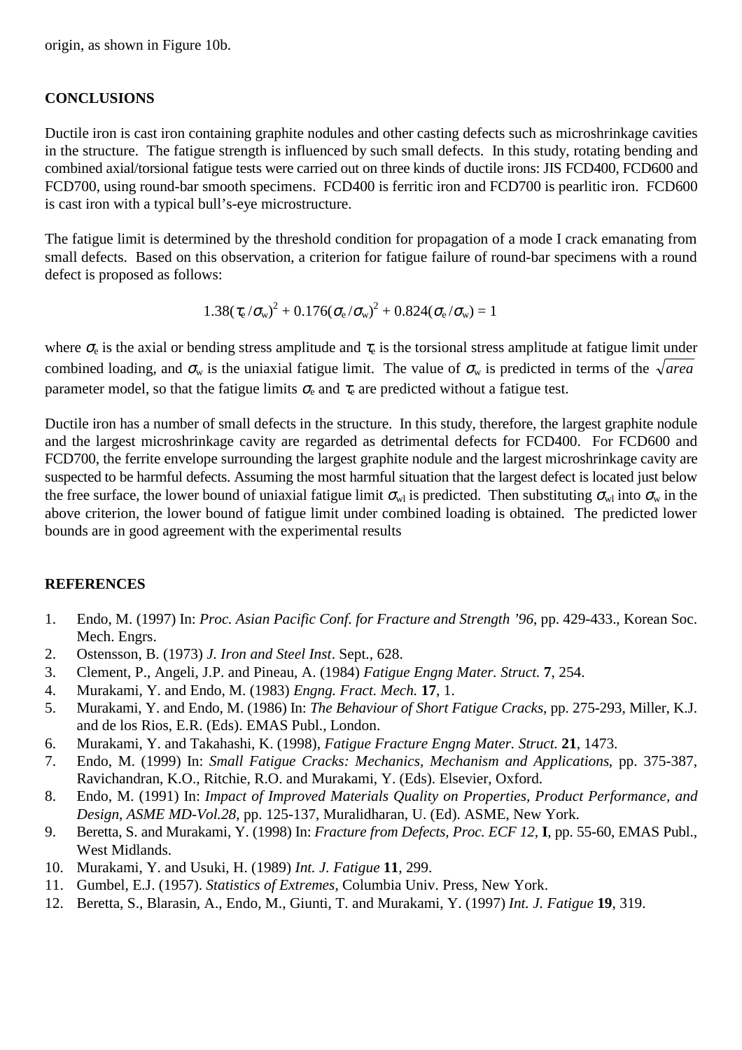origin, as shown in Figure 10b.

## CONCLUSIONS

Ductile iron is cast iron containing graphite nodules and other casting defects such as microshrinkage cavities in the structure. The fatigue strength is influenced by such small defects. In this study, rotating bending and combined axial/torsional fatigue tests were carried out on three kinds of ductile irons: JIS FCD400, FCD600 and FCD700, using round-bar smooth specimens. FCD400 is ferritic iron and FCD700 is pearlitic iron. FCD600 is cast iron with a typical bull's-eye microstructure.

The fatigue limit is determined by the threshold condition for propagation of a mode I crack emanating from small defects. Based on this observation, a criterion for fatigue failure of round-bar specimens with a round defect is proposed as follows:

$$1.38(\tau_e/\sigma_w)^2 + 0.176(\sigma_e/\sigma_w)^2 + 0.824(\sigma_e/\sigma_w) = 1$$

where $\sigma_e$ is the axial or bending stress amplitude and $\tau_e$ is the torsional stress amplitude at fatigue limit under combined loading, and $\sigma_w$ is the uniaxial fatigue limit. The value of $\sigma_w$ is predicted in terms of the $\sqrt{area}$ parameter model, so that the fatigue limits $\sigma_e$ and $\tau_e$ are predicted without a fatigue test.

Ductile iron has a number of small defects in the structure. In this study, therefore, the largest graphite nodule and the largest microshrinkage cavity are regarded as detrimental defects for FCD400. For FCD600 and FCD700, the ferrite envelope surrounding the largest graphite nodule and the largest microshrinkage cavity are suspected to be harmful defects. Assuming the most harmful situation that the largest defect is located just below the free surface, the lower bound of uniaxial fatigue limit $\sigma_{wl}$ is predicted. Then substituting $\sigma_{wl}$ into $\sigma_w$ in the above criterion, the lower bound of fatigue limit under combined loading is obtained. The predicted lower bounds are in good agreement with the experimental results

## REFERENCES

1. Endo, M. (1997) In: *Proc. Asian Pacific Conf. for Fracture and Strength '96*, pp. 429-433., Korean Soc. Mech. Engrs.
2. Ostensson, B. (1973) *J. Iron and Steel Inst*. Sept., 628.
3. Clement, P., Angeli, J.P. and Pineau, A. (1984) *Fatigue Engng Mater. Struct.* **7**, 254.
4. Murakami, Y. and Endo, M. (1983) *Engng. Fract. Mech.* **17**, 1.
5. Murakami, Y. and Endo, M. (1986) In: *The Behaviour of Short Fatigue Cracks*, pp. 275-293, Miller, K.J. and de los Rios, E.R. (Eds). EMAS Publ., London.
6. Murakami, Y. and Takahashi, K. (1998), *Fatigue Fracture Engng Mater. Struct*. **21**, 1473.
7. Endo, M. (1999) In: *Small Fatigue Cracks: Mechanics, Mechanism and Applications*, pp. 375-387, Ravichandran, K.O., Ritchie, R.O. and Murakami, Y. (Eds). Elsevier, Oxford.
8. Endo, M. (1991) In: *Impact of Improved Materials Quality on Properties, Product Performance, and Design, ASME MD-Vol.28*, pp. 125-137, Muralidharan, U. (Ed). ASME, New York.
9. Beretta, S. and Murakami, Y. (1998) In: *Fracture from Defects, Proc. ECF 12,* **I**, pp. 55-60, EMAS Publ., West Midlands.
10. Murakami, Y. and Usuki, H. (1989) *Int. J. Fatigue* **11**, 299.
11. Gumbel, E.J. (1957). *Statistics of Extremes*, Columbia Univ. Press, New York.
12. Beretta, S., Blarasin, A., Endo, M., Giunti, T. and Murakami, Y. (1997) *Int. J. Fatigue* **19**, 319.